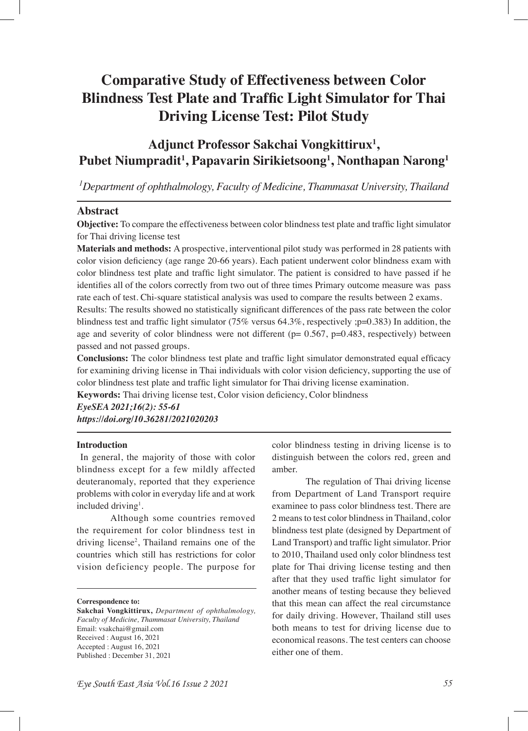# Comparative Study of Effectiveness between Color Blindness Test Plate and Traffic Light Simulator for Thai Driving License Test: Pilot Study

## Adjunct Professor Sakchai Vongkittirux[1], Pubet Niumpradit[1], Papavarin Sirikietsoong[1], Nonthapan Narong[1]

*[1]Department of ophthalmology, Faculty of Medicine, Thammasat University, Thailand*

## Abstract

**Objective:** To compare the effectiveness between color blindness test plate and traffic light simulator for Thai driving license test

**Materials and methods:** A prospective, interventional pilot study was performed in 28 patients with color vision deficiency (age range 20-66 years). Each patient underwent color blindness exam with color blindness test plate and traffic light simulator. The patient is considred to have passed if he identifies all of the colors correctly from two out of three times Primary outcome measure was pass rate each of test. Chi-square statistical analysis was used to compare the results between 2 exams.

Results: The results showed no statistically significant differences of the pass rate between the color blindness test and traffic light simulator (75% versus 64.3%, respectively ;p=0.383) In addition, the age and severity of color blindness were not different (p= 0.567, p=0.483, respectively) between passed and not passed groups.

**Conclusions:** The color blindness test plate and traffic light simulator demonstrated equal efficacy for examining driving license in Thai individuals with color vision deficiency, supporting the use of color blindness test plate and traffic light simulator for Thai driving license examination.

**Keywords:** Thai driving license test, Color vision deficiency, Color blindness

***EyeSEA 2021;16(2): 55-61***

***https://doi.org/10.36281/2021020203***

**Introduction**

In general, the majority of those with color blindness except for a few mildly affected deuteranomaly, reported that they experience problems with color in everyday life and at work included driving[1].

Although some countries removed the requirement for color blindness test in driving license[2], Thailand remains one of the countries which still has restrictions for color vision deficiency people. The purpose for color blindness testing in driving license is to distinguish between the colors red, green and amber.

The regulation of Thai driving license from Department of Land Transport require examinee to pass color blindness test. There are 2 means to test color blindness in Thailand, color blindness test plate (designed by Department of Land Transport) and traffic light simulator. Prior to 2010, Thailand used only color blindness test plate for Thai driving license testing and then after that they used traffic light simulator for another means of testing because they believed that this mean can affect the real circumstance for daily driving. However, Thailand still uses both means to test for driving license due to economical reasons. The test centers can choose either one of them.

**Correspondence to:**
**Sakchai Vongkittirux,** *Department of ophthalmology, Faculty of Medicine, Thammasat University, Thailand*
Email: vsakchai@gmail.com
Received : August 16, 2021
Accepted : August 16, 2021
Published : December 31, 2021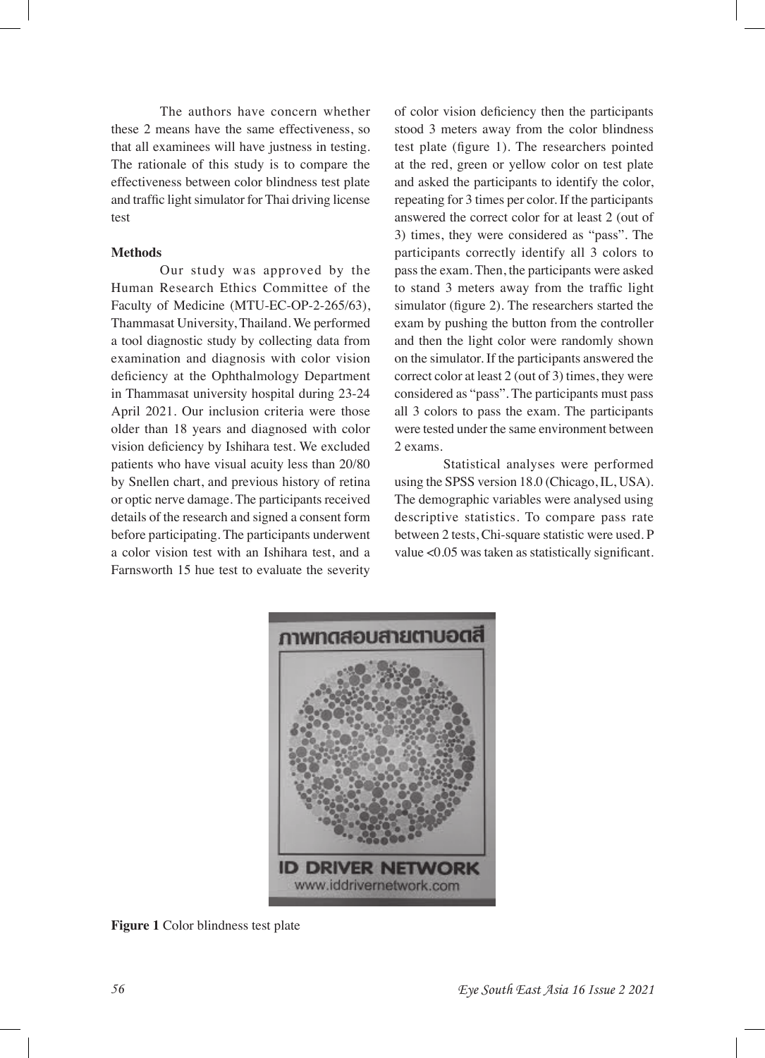The authors have concern whether these 2 means have the same effectiveness, so that all examinees will have justness in testing. The rationale of this study is to compare the effectiveness between color blindness test plate and traffic light simulator for Thai driving license test

**Methods**

Our study was approved by the Human Research Ethics Committee of the Faculty of Medicine (MTU-EC-OP-2-265/63), Thammasat University, Thailand. We performed a tool diagnostic study by collecting data from examination and diagnosis with color vision deficiency at the Ophthalmology Department in Thammasat university hospital during 23-24 April 2021. Our inclusion criteria were those older than 18 years and diagnosed with color vision deficiency by Ishihara test. We excluded patients who have visual acuity less than 20/80 by Snellen chart, and previous history of retina or optic nerve damage. The participants received details of the research and signed a consent form before participating. The participants underwent a color vision test with an Ishihara test, and a Farnsworth 15 hue test to evaluate the severity of color vision deficiency then the participants stood 3 meters away from the color blindness test plate (figure 1). The researchers pointed at the red, green or yellow color on test plate and asked the participants to identify the color, repeating for 3 times per color. If the participants answered the correct color for at least 2 (out of 3) times, they were considered as "pass". The participants correctly identify all 3 colors to pass the exam. Then, the participants were asked to stand 3 meters away from the traffic light simulator (figure 2). The researchers started the exam by pushing the button from the controller and then the light color were randomly shown on the simulator. If the participants answered the correct color at least 2 (out of 3) times, they were considered as "pass". The participants must pass all 3 colors to pass the exam. The participants were tested under the same environment between 2 exams.

Statistical analyses were performed using the SPSS version 18.0 (Chicago, IL, USA). The demographic variables were analysed using descriptive statistics. To compare pass rate between 2 tests, Chi-square statistic were used. P value <0.05 was taken as statistically significant.

**Figure 1** Color blindness test plate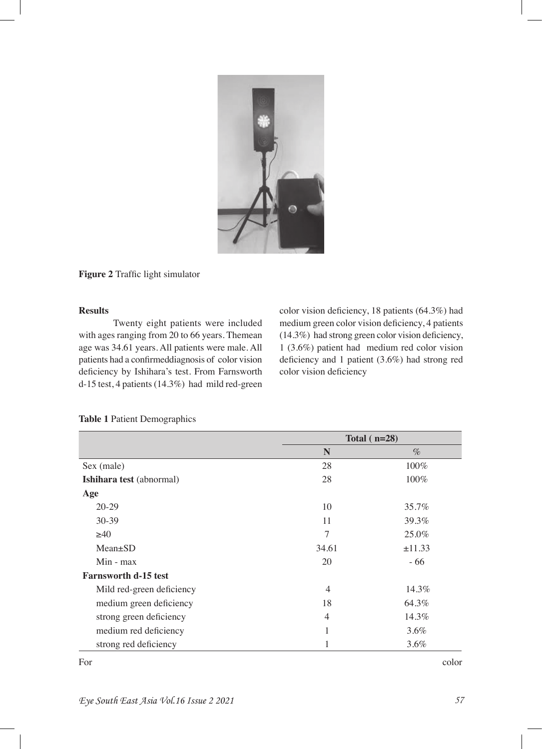**Figure 2** Traffic light simulator

**Results**

Twenty eight patients were included with ages ranging from 20 to 66 years. Themean age was 34.61 years. All patients were male. All patients had a confirmeddiagnosis of color vision deficiency by Ishihara's test. From Farnsworth d-15 test, 4 patients (14.3%) had mild red-green color vision deficiency, 18 patients (64.3%) had medium green color vision deficiency, 4 patients (14.3%) had strong green color vision deficiency, 1 (3.6%) patient had medium red color vision deficiency and 1 patient (3.6%) had strong red color vision deficiency

**Table 1** Patient Demographics

| | Total ( n=28) | |
|---|---|---|
| | **N** | **%** |
| Sex (male) | 28 | 100% |
| **Ishihara test** (abnormal) | 28 | 100% |
| **Age** | | |
| 20-29 | 10 | 35.7% |
| 30-39 | 11 | 39.3% |
| ≥40 | 7 | 25.0% |
| Mean±SD | 34.61 | ±11.33 |
| Min - max | 20 | - 66 |
| **Farnsworth d-15 test** | | |
| Mild red-green deficiency | 4 | 14.3% |
| medium green deficiency | 18 | 64.3% |
| strong green deficiency | 4 | 14.3% |
| medium red deficiency | 1 | 3.6% |
| strong red deficiency | 1 | 3.6% |

For color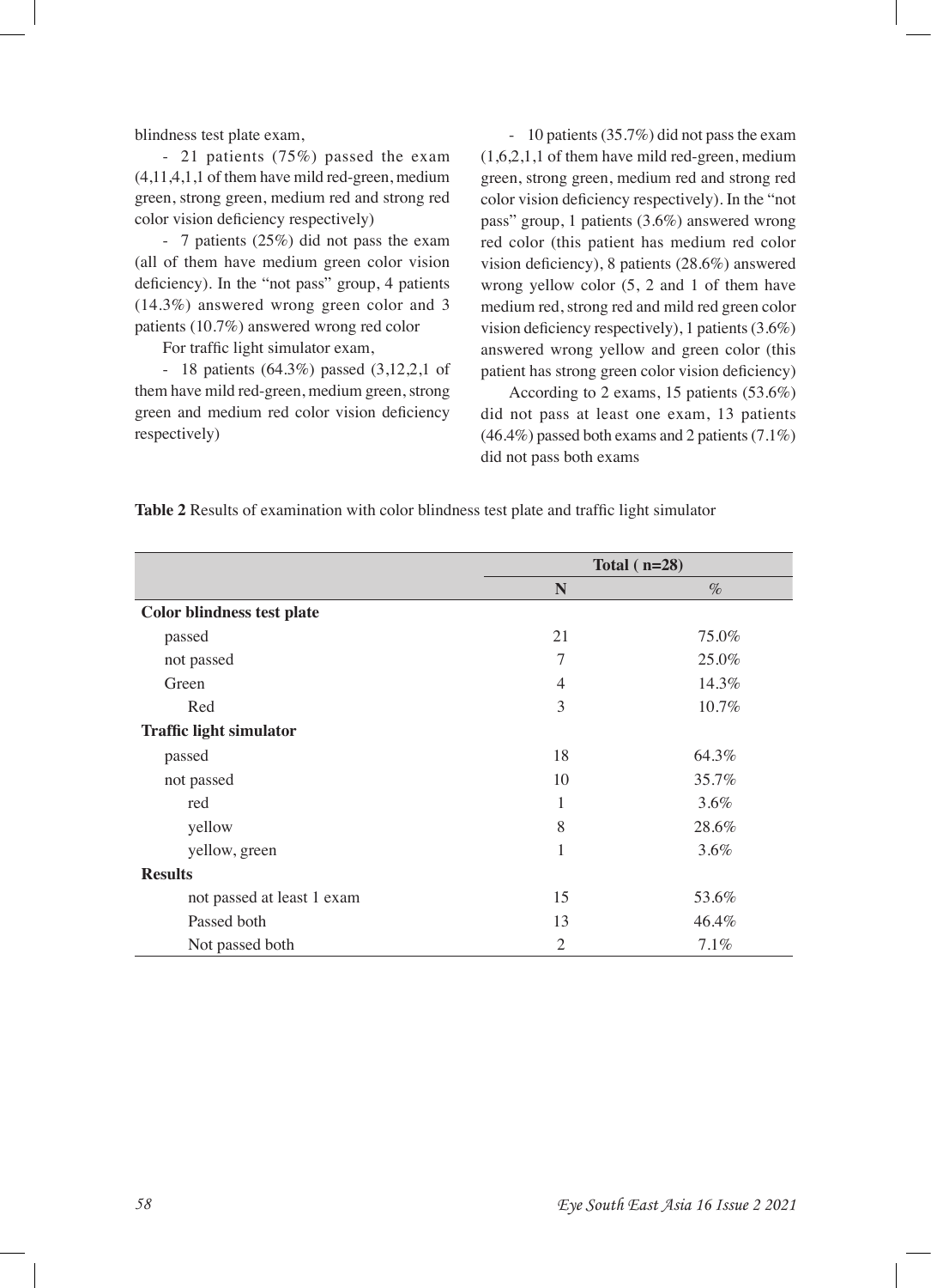blindness test plate exam,

- 21 patients (75%) passed the exam (4,11,4,1,1 of them have mild red-green, medium green, strong green, medium red and strong red color vision deficiency respectively)
- 7 patients (25%) did not pass the exam (all of them have medium green color vision deficiency). In the "not pass" group, 4 patients (14.3%) answered wrong green color and 3 patients (10.7%) answered wrong red color

For traffic light simulator exam,

- 18 patients (64.3%) passed (3,12,2,1 of them have mild red-green, medium green, strong green and medium red color vision deficiency respectively)
- 10 patients (35.7%) did not pass the exam (1,6,2,1,1 of them have mild red-green, medium green, strong green, medium red and strong red color vision deficiency respectively). In the "not pass" group, 1 patients (3.6%) answered wrong red color (this patient has medium red color vision deficiency), 8 patients (28.6%) answered wrong yellow color (5, 2 and 1 of them have medium red, strong red and mild red green color vision deficiency respectively), 1 patients (3.6%) answered wrong yellow and green color (this patient has strong green color vision deficiency)

According to 2 exams, 15 patients (53.6%) did not pass at least one exam, 13 patients (46.4%) passed both exams and 2 patients (7.1%) did not pass both exams

**Table 2** Results of examination with color blindness test plate and traffic light simulator

| | Total ( n=28) | |
|---|---|---|
| | N | % |
| **Color blindness test plate** | | |
| passed | 21 | 75.0% |
| not passed | 7 | 25.0% |
| Green | 4 | 14.3% |
| Red | 3 | 10.7% |
| **Traffic light simulator** | | |
| passed | 18 | 64.3% |
| not passed | 10 | 35.7% |
| red | 1 | 3.6% |
| yellow | 8 | 28.6% |
| yellow, green | 1 | 3.6% |
| **Results** | | |
| not passed at least 1 exam | 15 | 53.6% |
| Passed both | 13 | 46.4% |
| Not passed both | 2 | 7.1% |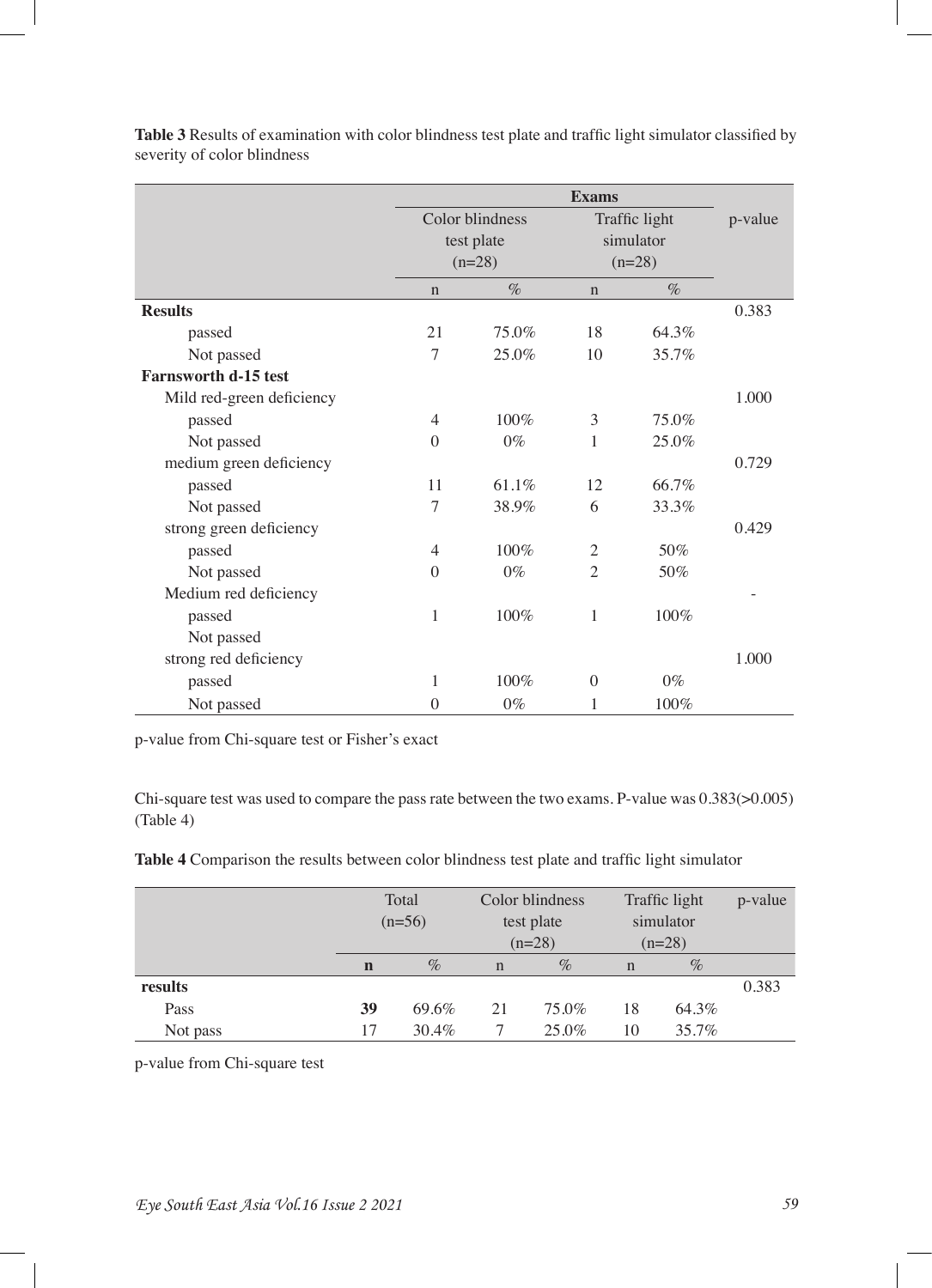**Table 3** Results of examination with color blindness test plate and traffic light simulator classified by severity of color blindness

| | Exams | | | | p-value |
|---|---|---|---|---|---|
| | Color blindness test plate (n=28) | | Traffic light simulator (n=28) | | |
| | n | % | n | % | |
| **Results** | | | | | 0.383 |
| passed | 21 | 75.0% | 18 | 64.3% | |
| Not passed | 7 | 25.0% | 10 | 35.7% | |
| **Farnsworth d-15 test** | | | | | |
| Mild red-green deficiency | | | | | 1.000 |
| passed | 4 | 100% | 3 | 75.0% | |
| Not passed | 0 | 0% | 1 | 25.0% | |
| medium green deficiency | | | | | 0.729 |
| passed | 11 | 61.1% | 12 | 66.7% | |
| Not passed | 7 | 38.9% | 6 | 33.3% | |
| strong green deficiency | | | | | 0.429 |
| passed | 4 | 100% | 2 | 50% | |
| Not passed | 0 | 0% | 2 | 50% | |
| Medium red deficiency | | | | | - |
| passed | 1 | 100% | 1 | 100% | |
| Not passed | | | | | |
| strong red deficiency | | | | | 1.000 |
| passed | 1 | 100% | 0 | 0% | |
| Not passed | 0 | 0% | 1 | 100% | |

p-value from Chi-square test or Fisher's exact

Chi-square test was used to compare the pass rate between the two exams. P-value was 0.383(>0.005) (Table 4)

**Table 4** Comparison the results between color blindness test plate and traffic light simulator

| | Total (n=56) | | Color blindness test plate (n=28) | | Traffic light simulator (n=28) | | p-value |
|---|---|---|---|---|---|---|---|
| | **n** | % | n | % | n | % | |
| **results** | | | | | | | 0.383 |
| Pass | **39** | 69.6% | 21 | 75.0% | 18 | 64.3% | |
| Not pass | 17 | 30.4% | 7 | 25.0% | 10 | 35.7% | |

p-value from Chi-square test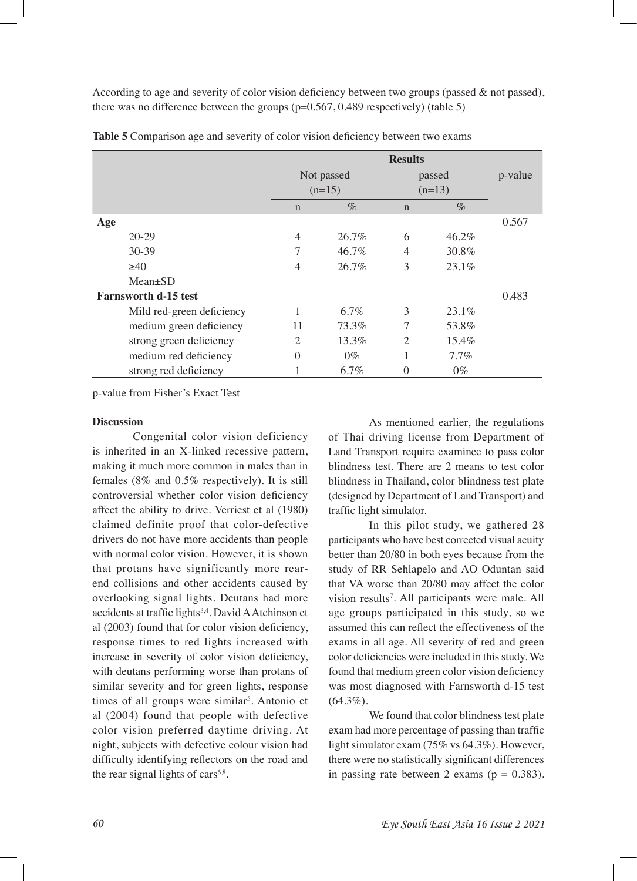According to age and severity of color vision deficiency between two groups (passed & not passed), there was no difference between the groups (p=0.567, 0.489 respectively) (table 5)

**Table 5** Comparison age and severity of color vision deficiency between two exams

| | Results | | | | p-value |
|---|---|---|---|---|---|
| | Not passed (n=15) | | passed (n=13) | | |
| | n | % | n | % | |
| **Age** | | | | | 0.567 |
| 20-29 | 4 | 26.7% | 6 | 46.2% | |
| 30-39 | 7 | 46.7% | 4 | 30.8% | |
| ≥40 | 4 | 26.7% | 3 | 23.1% | |
| Mean±SD | | | | | |
| **Farnsworth d-15 test** | | | | | 0.483 |
| Mild red-green deficiency | 1 | 6.7% | 3 | 23.1% | |
| medium green deficiency | 11 | 73.3% | 7 | 53.8% | |
| strong green deficiency | 2 | 13.3% | 2 | 15.4% | |
| medium red deficiency | 0 | 0% | 1 | 7.7% | |
| strong red deficiency | 1 | 6.7% | 0 | 0% | |

p-value from Fisher's Exact Test

## Discussion

Congenital color vision deficiency is inherited in an X-linked recessive pattern, making it much more common in males than in females (8% and 0.5% respectively). It is still controversial whether color vision deficiency affect the ability to drive. Verriest et al (1980) claimed definite proof that color-defective drivers do not have more accidents than people with normal color vision. However, it is shown that protans have significantly more rear-end collisions and other accidents caused by overlooking signal lights. Deutans had more accidents at traffic lights[3,4]. David A Atchinson et al (2003) found that for color vision deficiency, response times to red lights increased with increase in severity of color vision deficiency, with deutans performing worse than protans of similar severity and for green lights, response times of all groups were similar[5]. Antonio et al (2004) found that people with defective color vision preferred daytime driving. At night, subjects with defective colour vision had difficulty identifying reflectors on the road and the rear signal lights of cars[6,8].

As mentioned earlier, the regulations of Thai driving license from Department of Land Transport require examinee to pass color blindness test. There are 2 means to test color blindness in Thailand, color blindness test plate (designed by Department of Land Transport) and traffic light simulator.

In this pilot study, we gathered 28 participants who have best corrected visual acuity better than 20/80 in both eyes because from the study of RR Sehlapelo and AO Oduntan said that VA worse than 20/80 may affect the color vision results[7]. All participants were male. All age groups participated in this study, so we assumed this can reflect the effectiveness of the exams in all age. All severity of red and green color deficiencies were included in this study. We found that medium green color vision deficiency was most diagnosed with Farnsworth d-15 test (64.3%).

We found that color blindness test plate exam had more percentage of passing than traffic light simulator exam (75% vs 64.3%). However, there were no statistically significant differences in passing rate between 2 exams (p = 0.383).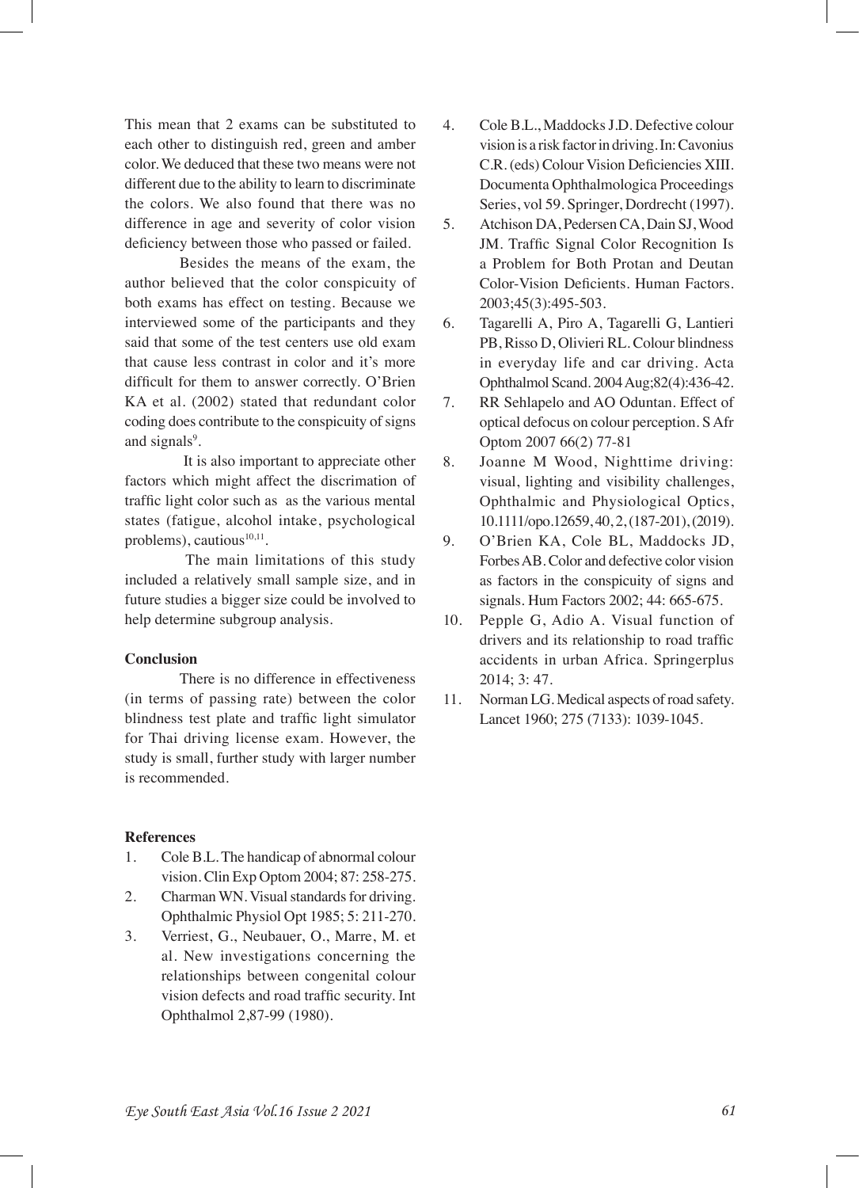This mean that 2 exams can be substituted to each other to distinguish red, green and amber color. We deduced that these two means were not different due to the ability to learn to discriminate the colors. We also found that there was no difference in age and severity of color vision deficiency between those who passed or failed.

Besides the means of the exam, the author believed that the color conspicuity of both exams has effect on testing. Because we interviewed some of the participants and they said that some of the test centers use old exam that cause less contrast in color and it's more difficult for them to answer correctly. O'Brien KA et al. (2002) stated that redundant color coding does contribute to the conspicuity of signs and signals[9].

It is also important to appreciate other factors which might affect the discrimation of traffic light color such as as the various mental states (fatigue, alcohol intake, psychological problems), cautious[10,11].

The main limitations of this study included a relatively small sample size, and in future studies a bigger size could be involved to help determine subgroup analysis.

## Conclusion

There is no difference in effectiveness (in terms of passing rate) between the color blindness test plate and traffic light simulator for Thai driving license exam. However, the study is small, further study with larger number is recommended.

## References

1. Cole B.L. The handicap of abnormal colour vision. Clin Exp Optom 2004; 87: 258-275.
2. Charman WN. Visual standards for driving. Ophthalmic Physiol Opt 1985; 5: 211-270.
3. Verriest, G., Neubauer, O., Marre, M. et al. New investigations concerning the relationships between congenital colour vision defects and road traffic security. Int Ophthalmol 2,87-99 (1980).
4. Cole B.L., Maddocks J.D. Defective colour vision is a risk factor in driving. In: Cavonius C.R. (eds) Colour Vision Deficiencies XIII. Documenta Ophthalmologica Proceedings Series, vol 59. Springer, Dordrecht (1997).
5. Atchison DA, Pedersen CA, Dain SJ, Wood JM. Traffic Signal Color Recognition Is a Problem for Both Protan and Deutan Color-Vision Deficients. Human Factors. 2003;45(3):495-503.
6. Tagarelli A, Piro A, Tagarelli G, Lantieri PB, Risso D, Olivieri RL. Colour blindness in everyday life and car driving. Acta Ophthalmol Scand. 2004 Aug;82(4):436-42.
7. RR Sehlapelo and AO Oduntan. Effect of optical defocus on colour perception. S Afr Optom 2007 66(2) 77-81
8. Joanne M Wood, Nighttime driving: visual, lighting and visibility challenges, Ophthalmic and Physiological Optics, 10.1111/opo.12659, 40, 2, (187-201), (2019).
9. O'Brien KA, Cole BL, Maddocks JD, Forbes AB. Color and defective color vision as factors in the conspicuity of signs and signals. Hum Factors 2002; 44: 665-675.
10. Pepple G, Adio A. Visual function of drivers and its relationship to road traffic accidents in urban Africa. Springerplus 2014; 3: 47.
11. Norman LG. Medical aspects of road safety. Lancet 1960; 275 (7133): 1039-1045.